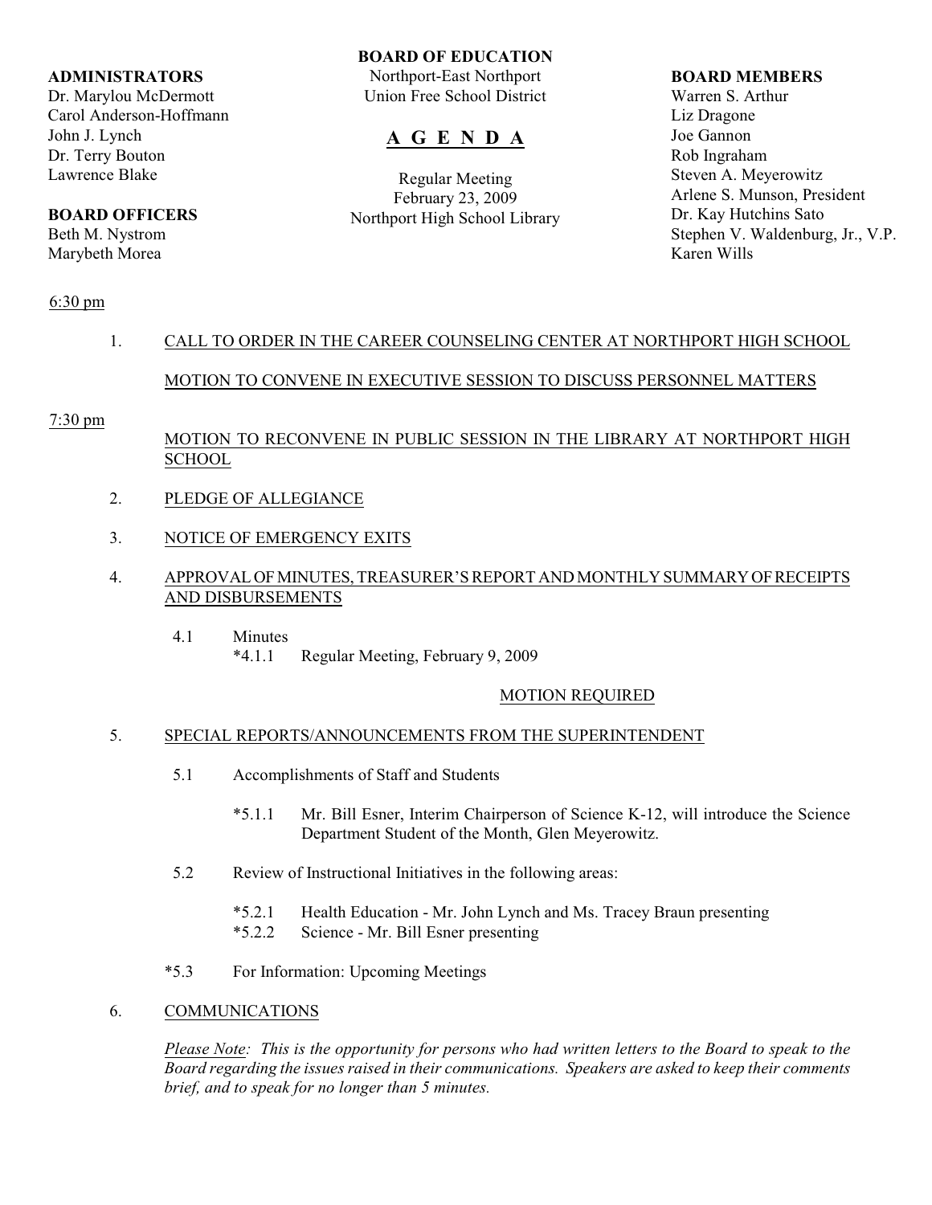**ADMINISTRATORS**
Dr. Marylou McDermott
Carol Anderson-Hoffmann
John J. Lynch
Dr. Terry Bouton
Lawrence Blake

**BOARD OFFICERS**
Beth M. Nystrom
Marybeth Morea

**BOARD OF EDUCATION**
Northport-East Northport
Union Free School District

# A G E N D A

Regular Meeting
February 23, 2009
Northport High School Library

**BOARD MEMBERS**
Warren S. Arthur
Liz Dragone
Joe Gannon
Rob Ingraham
Steven A. Meyerowitz
Arlene S. Munson, President
Dr. Kay Hutchins Sato
Stephen V. Waldenburg, Jr., V.P.
Karen Wills

6:30 pm

1. CALL TO ORDER IN THE CAREER COUNSELING CENTER AT NORTHPORT HIGH SCHOOL

   MOTION TO CONVENE IN EXECUTIVE SESSION TO DISCUSS PERSONNEL MATTERS

7:30 pm

   MOTION TO RECONVENE IN PUBLIC SESSION IN THE LIBRARY AT NORTHPORT HIGH SCHOOL

2. PLEDGE OF ALLEGIANCE

3. NOTICE OF EMERGENCY EXITS

4. APPROVAL OF MINUTES, TREASURER'S REPORT AND MONTHLY SUMMARY OF RECEIPTS AND DISBURSEMENTS

   4.1 Minutes
      *4.1.1 Regular Meeting, February 9, 2009

   MOTION REQUIRED

5. SPECIAL REPORTS/ANNOUNCEMENTS FROM THE SUPERINTENDENT

   5.1 Accomplishments of Staff and Students

      *5.1.1 Mr. Bill Esner, Interim Chairperson of Science K-12, will introduce the Science Department Student of the Month, Glen Meyerowitz.

   5.2 Review of Instructional Initiatives in the following areas:

      *5.2.1 Health Education - Mr. John Lynch and Ms. Tracey Braun presenting
      *5.2.2 Science - Mr. Bill Esner presenting

   *5.3 For Information: Upcoming Meetings

6. COMMUNICATIONS

   *Please Note: This is the opportunity for persons who had written letters to the Board to speak to the Board regarding the issues raised in their communications. Speakers are asked to keep their comments brief, and to speak for no longer than 5 minutes.*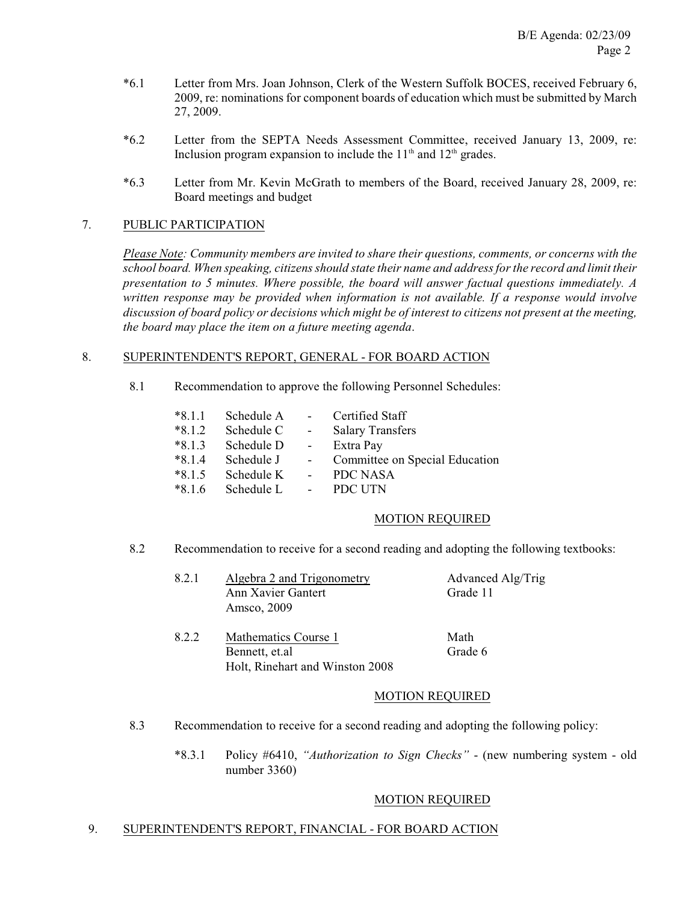*6.1 Letter from Mrs. Joan Johnson, Clerk of the Western Suffolk BOCES, received February 6, 2009, re: nominations for component boards of education which must be submitted by March 27, 2009.

*6.2 Letter from the SEPTA Needs Assessment Committee, received January 13, 2009, re: Inclusion program expansion to include the 11th and 12th grades.

*6.3 Letter from Mr. Kevin McGrath to members of the Board, received January 28, 2009, re: Board meetings and budget

## 7. PUBLIC PARTICIPATION

*Please Note: Community members are invited to share their questions, comments, or concerns with the school board. When speaking, citizens should state their name and address for the record and limit their presentation to 5 minutes. Where possible, the board will answer factual questions immediately. A written response may be provided when information is not available. If a response would involve discussion of board policy or decisions which might be of interest to citizens not present at the meeting, the board may place the item on a future meeting agenda.*

## 8. SUPERINTENDENT'S REPORT, GENERAL - FOR BOARD ACTION

8.1 Recommendation to approve the following Personnel Schedules:

- *8.1.1 Schedule A - Certified Staff
- *8.1.2 Schedule C - Salary Transfers
- *8.1.3 Schedule D - Extra Pay
- *8.1.4 Schedule J - Committee on Special Education
- *8.1.5 Schedule K - PDC NASA
- *8.1.6 Schedule L - PDC UTN

MOTION REQUIRED

8.2 Recommendation to receive for a second reading and adopting the following textbooks:

8.2.1 Algebra 2 and Trigonometry — Advanced Alg/Trig
Ann Xavier Gantert — Grade 11
Amsco, 2009

8.2.2 Mathematics Course 1 — Math
Bennett, et.al — Grade 6
Holt, Rinehart and Winston 2008

MOTION REQUIRED

8.3 Recommendation to receive for a second reading and adopting the following policy:

*8.3.1 Policy #6410, *"Authorization to Sign Checks"* - (new numbering system - old number 3360)

MOTION REQUIRED

## 9. SUPERINTENDENT'S REPORT, FINANCIAL - FOR BOARD ACTION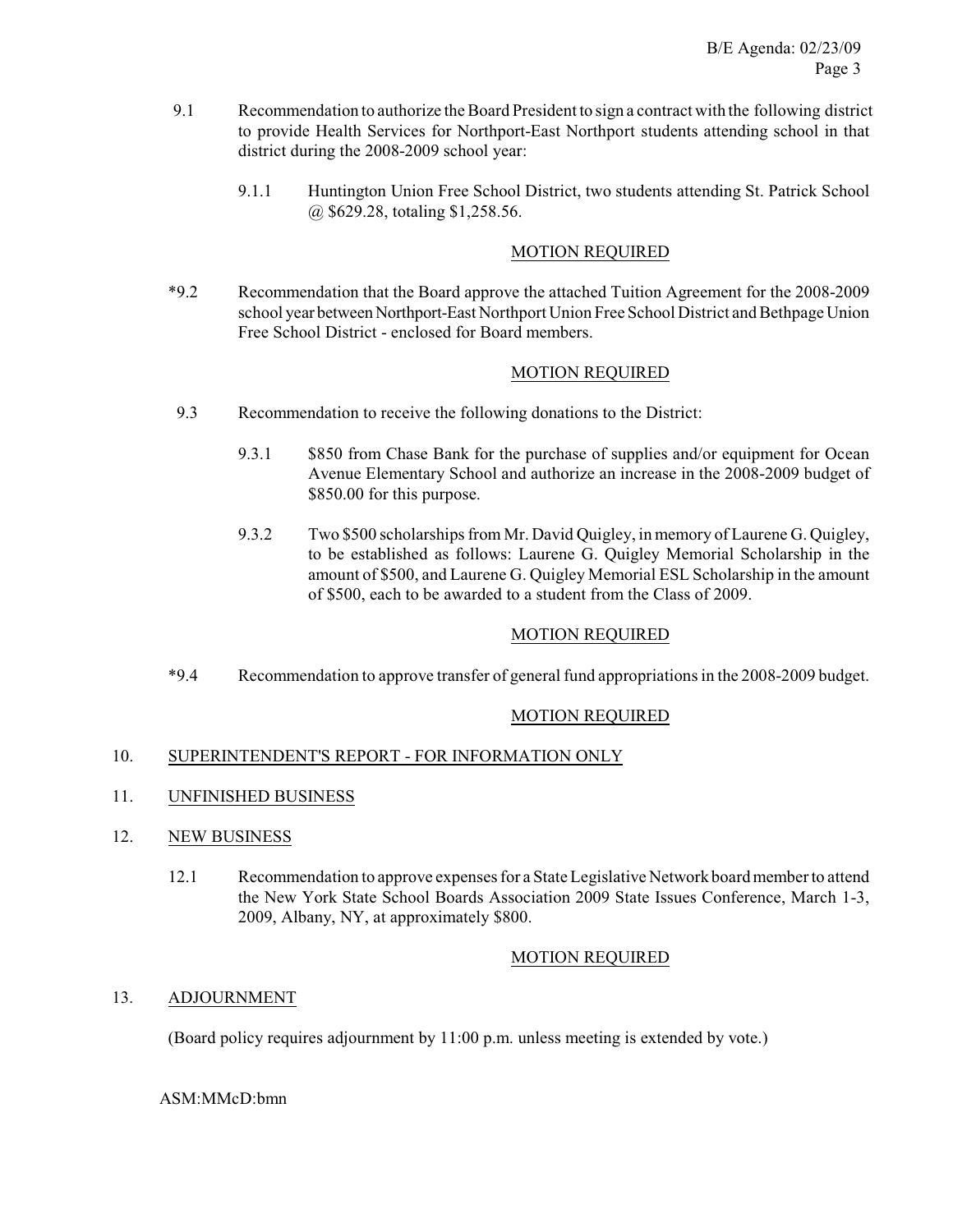9.1 Recommendation to authorize the Board President to sign a contract with the following district to provide Health Services for Northport-East Northport students attending school in that district during the 2008-2009 school year:

9.1.1 Huntington Union Free School District, two students attending St. Patrick School @ $629.28, totaling $1,258.56.

MOTION REQUIRED

*9.2 Recommendation that the Board approve the attached Tuition Agreement for the 2008-2009 school year between Northport-East Northport Union Free School District and Bethpage Union Free School District - enclosed for Board members.

MOTION REQUIRED

9.3 Recommendation to receive the following donations to the District:

9.3.1 $850 from Chase Bank for the purchase of supplies and/or equipment for Ocean Avenue Elementary School and authorize an increase in the 2008-2009 budget of $850.00 for this purpose.

9.3.2 Two $500 scholarships from Mr. David Quigley, in memory of Laurene G. Quigley, to be established as follows: Laurene G. Quigley Memorial Scholarship in the amount of $500, and Laurene G. Quigley Memorial ESL Scholarship in the amount of $500, each to be awarded to a student from the Class of 2009.

MOTION REQUIRED

*9.4 Recommendation to approve transfer of general fund appropriations in the 2008-2009 budget.

MOTION REQUIRED

10. SUPERINTENDENT'S REPORT - FOR INFORMATION ONLY

11. UNFINISHED BUSINESS

12. NEW BUSINESS

12.1 Recommendation to approve expenses for a State Legislative Network board member to attend the New York State School Boards Association 2009 State Issues Conference, March 1-3, 2009, Albany, NY, at approximately $800.

MOTION REQUIRED

13. ADJOURNMENT

(Board policy requires adjournment by 11:00 p.m. unless meeting is extended by vote.)

ASM:MMcD:bmn